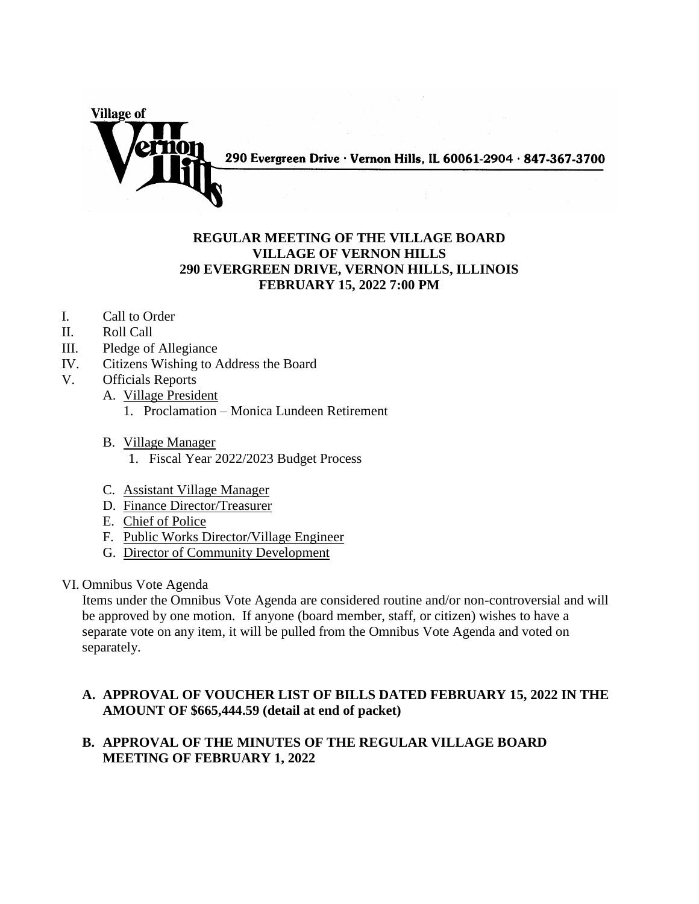Village of Vernon Hills

290 Evergreen Drive · Vernon Hills, IL 60061-2904 · 847-367-3700

**REGULAR MEETING OF THE VILLAGE BOARD**
**VILLAGE OF VERNON HILLS**
**290 EVERGREEN DRIVE, VERNON HILLS, ILLINOIS**
**FEBRUARY 15, 2022 7:00 PM**

I. Call to Order
II. Roll Call
III. Pledge of Allegiance
IV. Citizens Wishing to Address the Board
V. Officials Reports
   A. Village President
      1. Proclamation – Monica Lundeen Retirement
   B. Village Manager
      1. Fiscal Year 2022/2023 Budget Process
   C. Assistant Village Manager
   D. Finance Director/Treasurer
   E. Chief of Police
   F. Public Works Director/Village Engineer
   G. Director of Community Development

VI. Omnibus Vote Agenda

Items under the Omnibus Vote Agenda are considered routine and/or non-controversial and will be approved by one motion. If anyone (board member, staff, or citizen) wishes to have a separate vote on any item, it will be pulled from the Omnibus Vote Agenda and voted on separately.

**A. APPROVAL OF VOUCHER LIST OF BILLS DATED FEBRUARY 15, 2022 IN THE AMOUNT OF $665,444.59 (detail at end of packet)**

**B. APPROVAL OF THE MINUTES OF THE REGULAR VILLAGE BOARD MEETING OF FEBRUARY 1, 2022**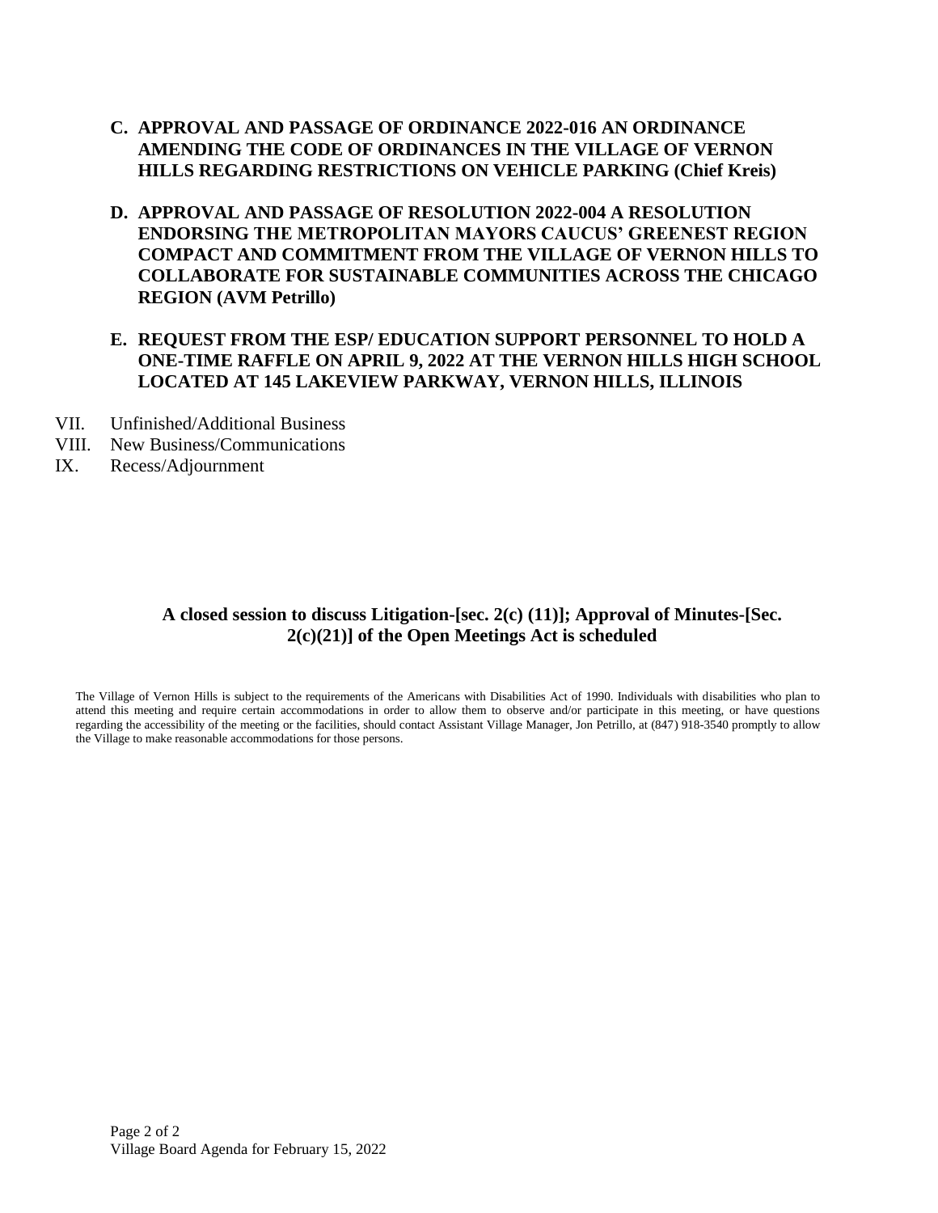**C. APPROVAL AND PASSAGE OF ORDINANCE 2022-016 AN ORDINANCE AMENDING THE CODE OF ORDINANCES IN THE VILLAGE OF VERNON HILLS REGARDING RESTRICTIONS ON VEHICLE PARKING (Chief Kreis)**

**D. APPROVAL AND PASSAGE OF RESOLUTION 2022-004 A RESOLUTION ENDORSING THE METROPOLITAN MAYORS CAUCUS' GREENEST REGION COMPACT AND COMMITMENT FROM THE VILLAGE OF VERNON HILLS TO COLLABORATE FOR SUSTAINABLE COMMUNITIES ACROSS THE CHICAGO REGION (AVM Petrillo)**

**E. REQUEST FROM THE ESP/ EDUCATION SUPPORT PERSONNEL TO HOLD A ONE-TIME RAFFLE ON APRIL 9, 2022 AT THE VERNON HILLS HIGH SCHOOL LOCATED AT 145 LAKEVIEW PARKWAY, VERNON HILLS, ILLINOIS**

VII. Unfinished/Additional Business

VIII. New Business/Communications

IX. Recess/Adjournment

**A closed session to discuss Litigation-[sec. 2(c) (11)]; Approval of Minutes-[Sec. 2(c)(21)] of the Open Meetings Act is scheduled**

The Village of Vernon Hills is subject to the requirements of the Americans with Disabilities Act of 1990. Individuals with disabilities who plan to attend this meeting and require certain accommodations in order to allow them to observe and/or participate in this meeting, or have questions regarding the accessibility of the meeting or the facilities, should contact Assistant Village Manager, Jon Petrillo, at (847) 918-3540 promptly to allow the Village to make reasonable accommodations for those persons.